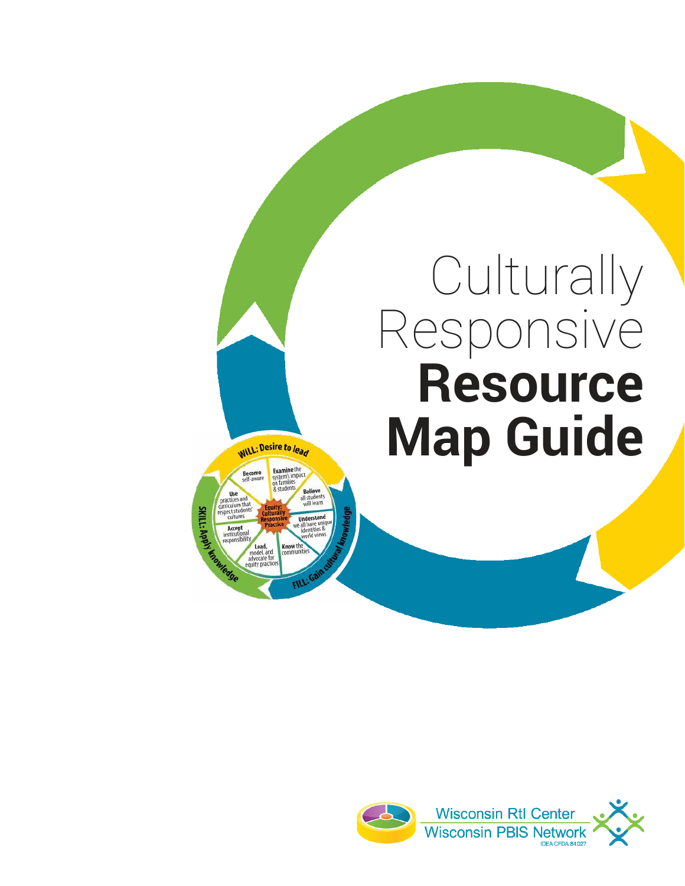# Culturally Responsive **Resource Map Guide**

WILL: Desire to lead

**Become** self-aware

**Examine** the system's impact on families & students

**Believe** all students will learn

**Understand** we all have unique identities & world views

**Know** the communities

**Lead,** model, and advocate for equity practices

**Accept** institutional responsibility

**Use** practices and curriculum that respect students' cultures

Equity: Culturally Responsive Practice

FILL: Gain cultural knowledge

SKILL: Apply knowledge

Wisconsin RtI Center
Wisconsin PBIS Network
IDEA CFDA 84.027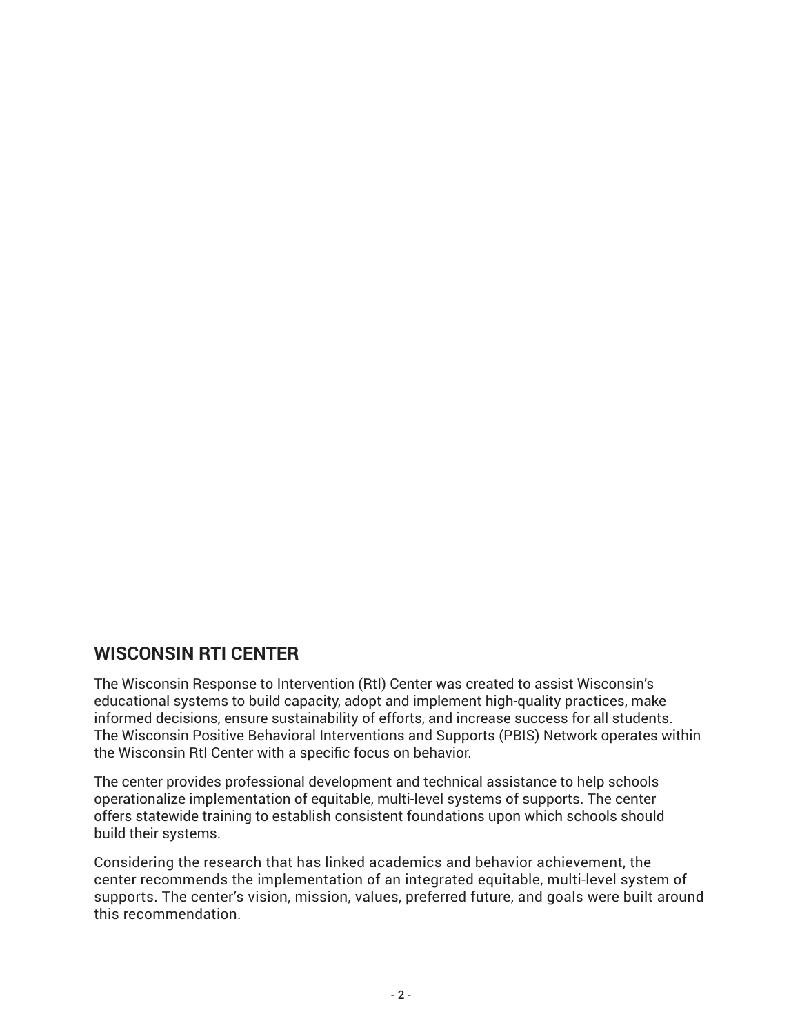## WISCONSIN RTI CENTER

The Wisconsin Response to Intervention (RtI) Center was created to assist Wisconsin's educational systems to build capacity, adopt and implement high-quality practices, make informed decisions, ensure sustainability of efforts, and increase success for all students. The Wisconsin Positive Behavioral Interventions and Supports (PBIS) Network operates within the Wisconsin RtI Center with a specific focus on behavior.

The center provides professional development and technical assistance to help schools operationalize implementation of equitable, multi-level systems of supports. The center offers statewide training to establish consistent foundations upon which schools should build their systems.

Considering the research that has linked academics and behavior achievement, the center recommends the implementation of an integrated equitable, multi-level system of supports. The center's vision, mission, values, preferred future, and goals were built around this recommendation.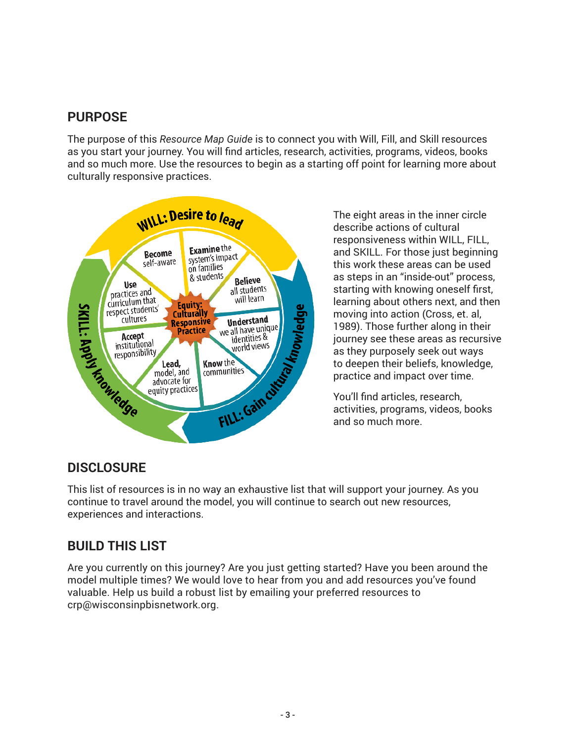## PURPOSE

The purpose of this *Resource Map Guide* is to connect you with Will, Fill, and Skill resources as you start your journey. You will find articles, research, activities, programs, videos, books and so much more. Use the resources to begin as a starting off point for learning more about culturally responsive practices.

WILL: Desire to lead

Become self-aware

Examine the system's impact on families & students

Believe all students will learn

Understand we all have unique identities & world views

Know the communities

Lead, model, and advocate for equity practices

Accept institutional responsibility

Use practices and curriculum that respect students' cultures

Equity: Culturally Responsive Practice

FILL: Gain cultural knowledge

SKILL: Apply knowledge

The eight areas in the inner circle describe actions of cultural responsiveness within WILL, FILL, and SKILL. For those just beginning this work these areas can be used as steps in an "inside-out" process, starting with knowing oneself first, learning about others next, and then moving into action (Cross, et. al, 1989). Those further along in their journey see these areas as recursive as they purposely seek out ways to deepen their beliefs, knowledge, practice and impact over time.

You'll find articles, research, activities, programs, videos, books and so much more.

## DISCLOSURE

This list of resources is in no way an exhaustive list that will support your journey. As you continue to travel around the model, you will continue to search out new resources, experiences and interactions.

## BUILD THIS LIST

Are you currently on this journey? Are you just getting started? Have you been around the model multiple times? We would love to hear from you and add resources you've found valuable. Help us build a robust list by emailing your preferred resources to crp@wisconsinpbisnetwork.org.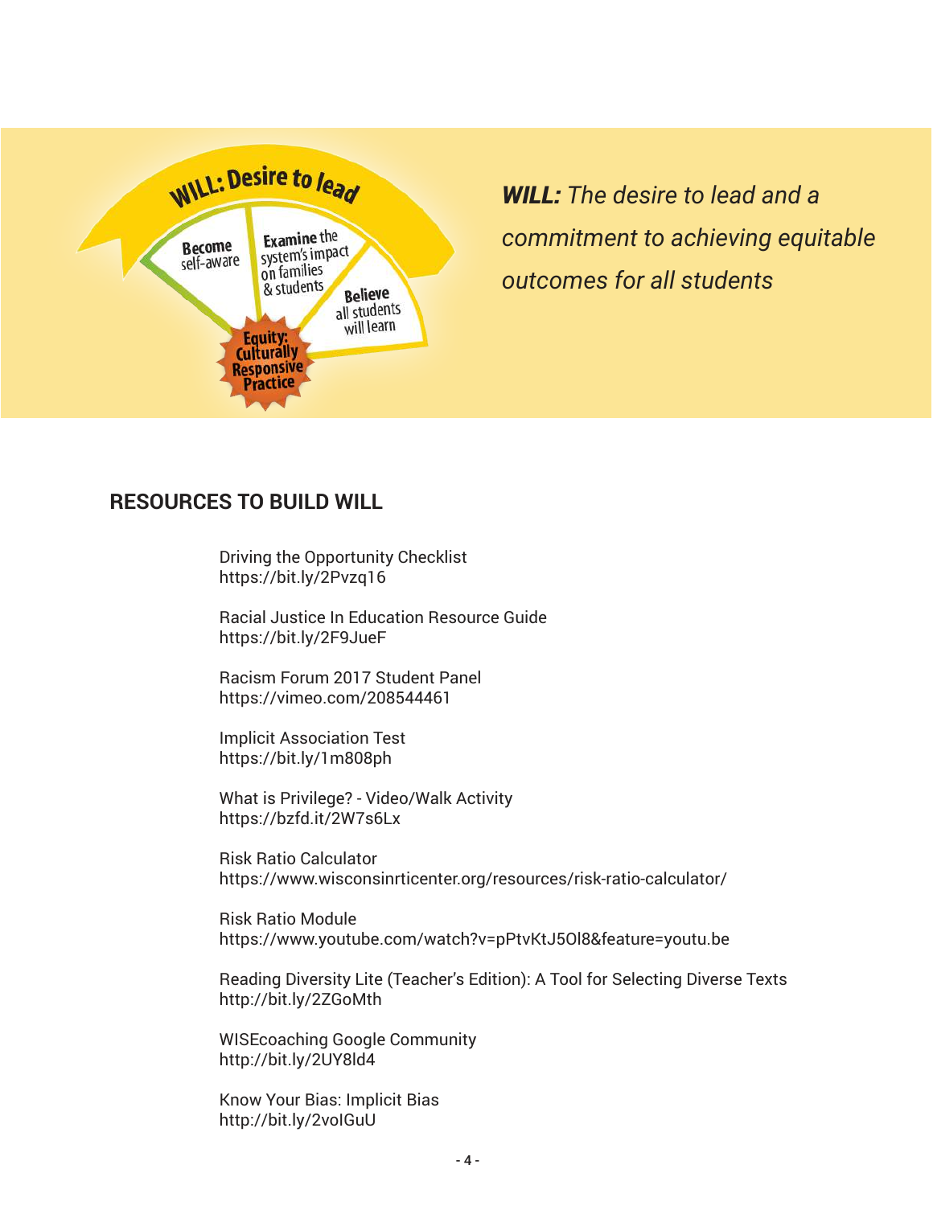WILL: Desire to lead

Become self-aware

Examine the system's impact on families & students

Believe all students will learn

Equity: Culturally Responsive Practice

***WILL:*** *The desire to lead and a commitment to achieving equitable outcomes for all students*

## RESOURCES TO BUILD WILL

Driving the Opportunity Checklist
https://bit.ly/2Pvzq16

Racial Justice In Education Resource Guide
https://bit.ly/2F9JueF

Racism Forum 2017 Student Panel
https://vimeo.com/208544461

Implicit Association Test
https://bit.ly/1m808ph

What is Privilege? - Video/Walk Activity
https://bzfd.it/2W7s6Lx

Risk Ratio Calculator
https://www.wisconsinrticenter.org/resources/risk-ratio-calculator/

Risk Ratio Module
https://www.youtube.com/watch?v=pPtvKtJ5Ol8&feature=youtu.be

Reading Diversity Lite (Teacher's Edition): A Tool for Selecting Diverse Texts
http://bit.ly/2ZGoMth

WISEcoaching Google Community
http://bit.ly/2UY8ld4

Know Your Bias: Implicit Bias
http://bit.ly/2voIGuU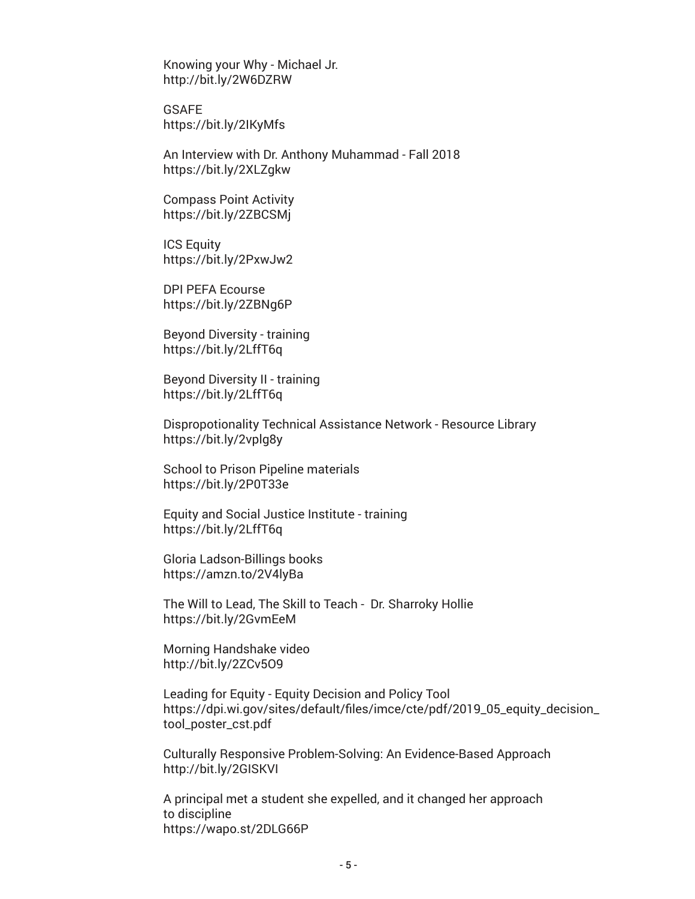Knowing your Why - Michael Jr.
http://bit.ly/2W6DZRW

GSAFE
https://bit.ly/2IKyMfs

An Interview with Dr. Anthony Muhammad - Fall 2018
https://bit.ly/2XLZgkw

Compass Point Activity
https://bit.ly/2ZBCSMj

ICS Equity
https://bit.ly/2PxwJw2

DPI PEFA Ecourse
https://bit.ly/2ZBNg6P

Beyond Diversity - training
https://bit.ly/2LffT6q

Beyond Diversity II - training
https://bit.ly/2LffT6q

Dispropotionality Technical Assistance Network - Resource Library
https://bit.ly/2vplg8y

School to Prison Pipeline materials
https://bit.ly/2P0T33e

Equity and Social Justice Institute - training
https://bit.ly/2LffT6q

Gloria Ladson-Billings books
https://amzn.to/2V4lyBa

The Will to Lead, The Skill to Teach - Dr. Sharroky Hollie
https://bit.ly/2GvmEeM

Morning Handshake video
http://bit.ly/2ZCv5O9

Leading for Equity - Equity Decision and Policy Tool
https://dpi.wi.gov/sites/default/files/imce/cte/pdf/2019_05_equity_decision_tool_poster_cst.pdf

Culturally Responsive Problem-Solving: An Evidence-Based Approach
http://bit.ly/2GISKVI

A principal met a student she expelled, and it changed her approach to discipline
https://wapo.st/2DLG66P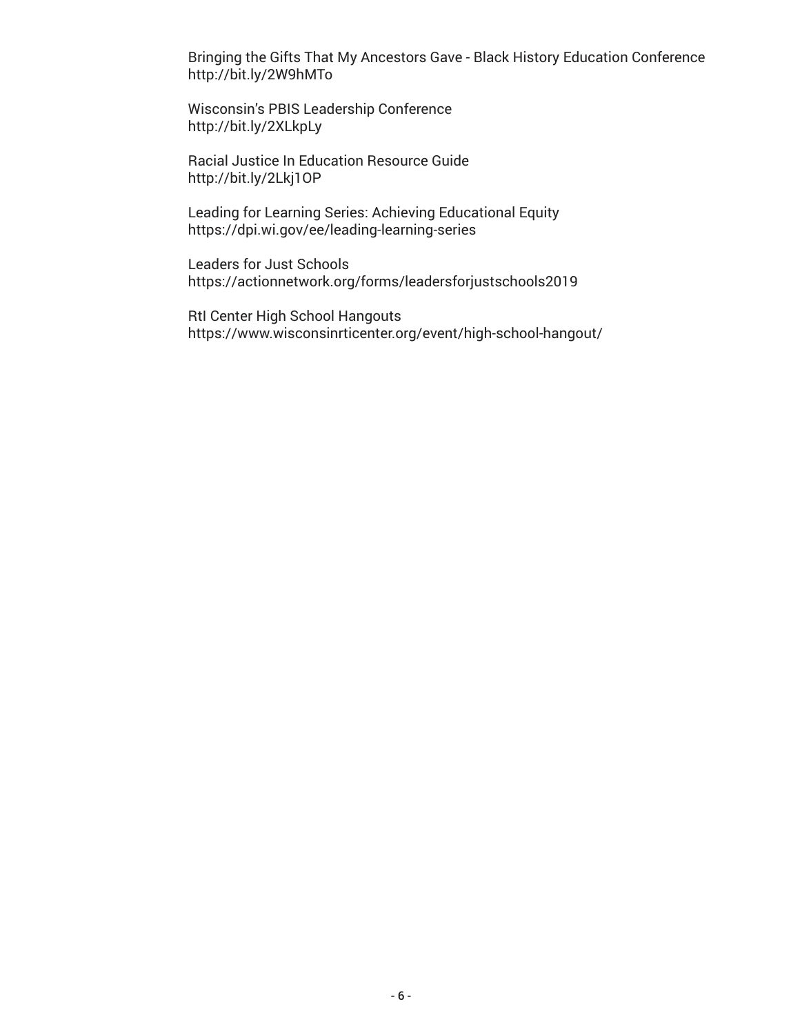Bringing the Gifts That My Ancestors Gave - Black History Education Conference
http://bit.ly/2W9hMTo

Wisconsin's PBIS Leadership Conference
http://bit.ly/2XLkpLy

Racial Justice In Education Resource Guide
http://bit.ly/2Lkj1OP

Leading for Learning Series: Achieving Educational Equity
https://dpi.wi.gov/ee/leading-learning-series

Leaders for Just Schools
https://actionnetwork.org/forms/leadersforjustschools2019

RtI Center High School Hangouts
https://www.wisconsinrticenter.org/event/high-school-hangout/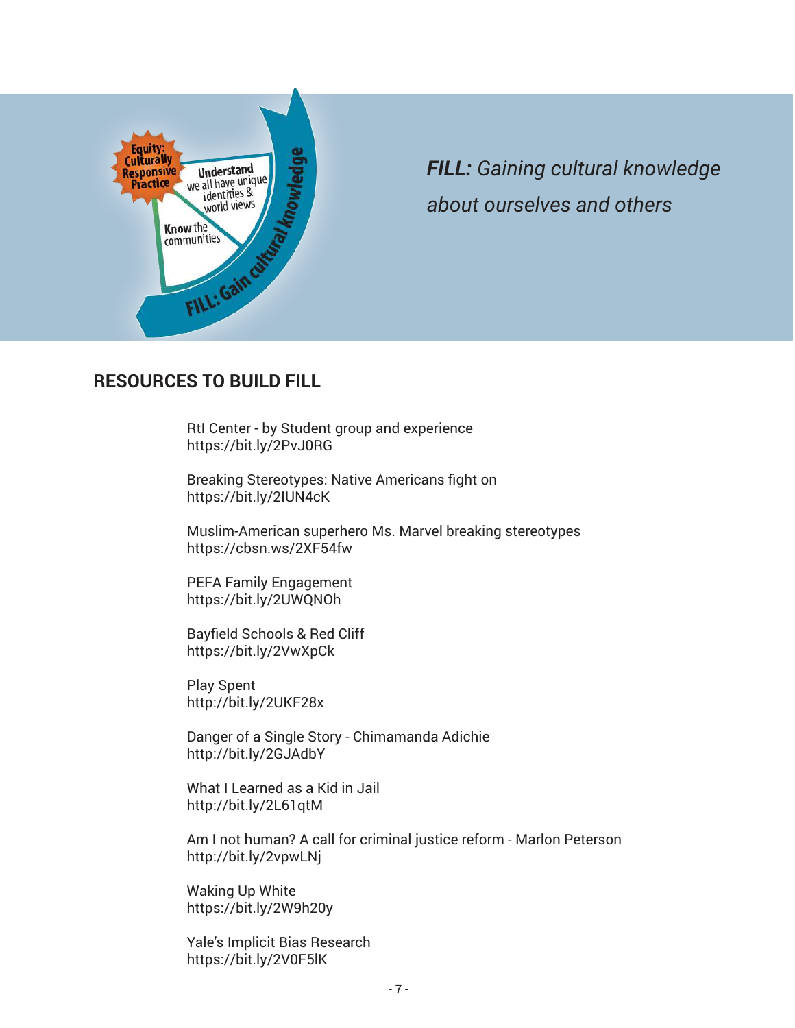*FILL:* *Gaining cultural knowledge about ourselves and others*

## RESOURCES TO BUILD FILL

RtI Center - by Student group and experience
https://bit.ly/2PvJ0RG

Breaking Stereotypes: Native Americans fight on
https://bit.ly/2IUN4cK

Muslim-American superhero Ms. Marvel breaking stereotypes
https://cbsn.ws/2XF54fw

PEFA Family Engagement
https://bit.ly/2UWQNOh

Bayfield Schools & Red Cliff
https://bit.ly/2VwXpCk

Play Spent
http://bit.ly/2UKF28x

Danger of a Single Story - Chimamanda Adichie
http://bit.ly/2GJAdbY

What I Learned as a Kid in Jail
http://bit.ly/2L61qtM

Am I not human? A call for criminal justice reform - Marlon Peterson
http://bit.ly/2vpwLNj

Waking Up White
https://bit.ly/2W9h20y

Yale's Implicit Bias Research
https://bit.ly/2V0F5lK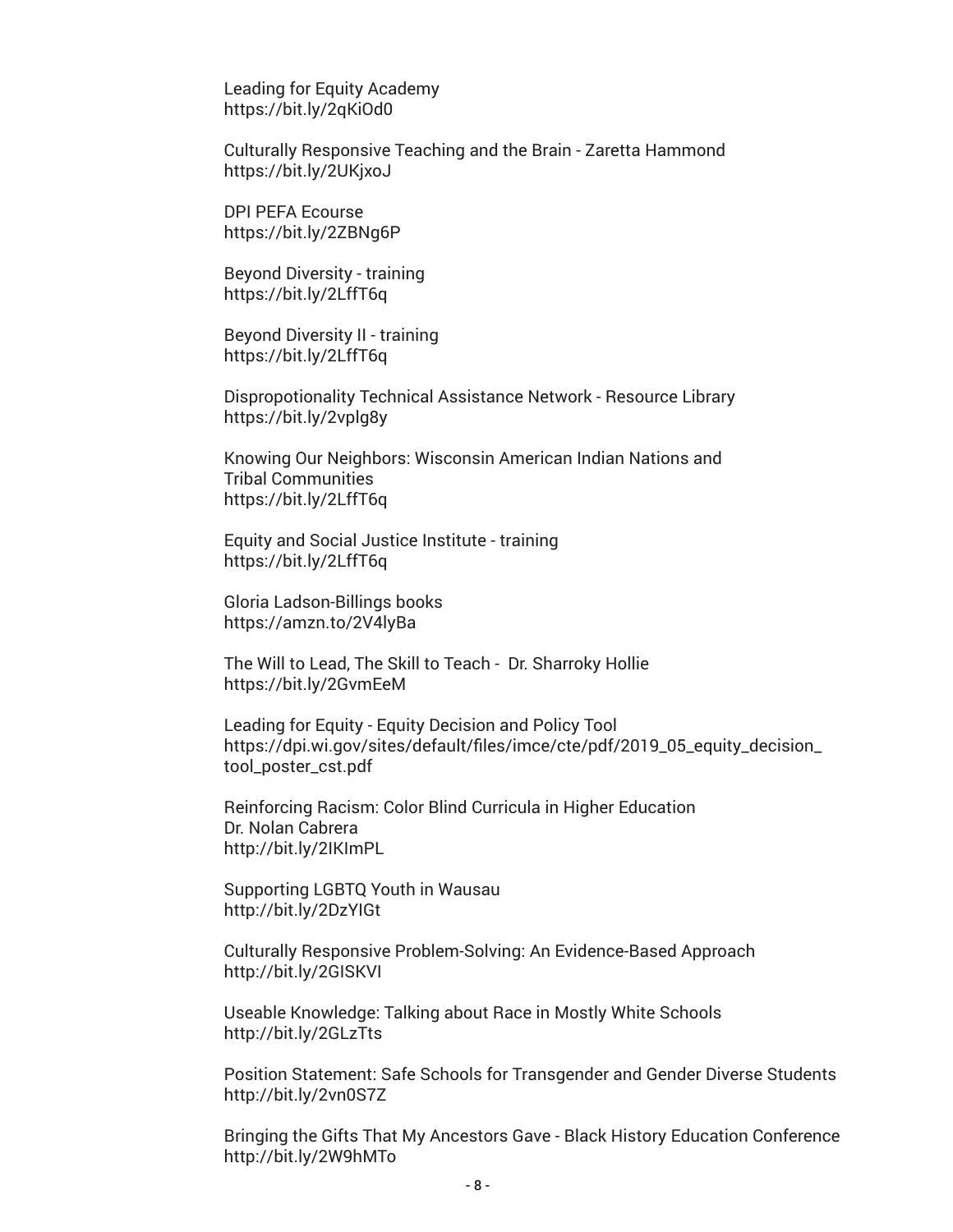Leading for Equity Academy
https://bit.ly/2qKiOd0

Culturally Responsive Teaching and the Brain - Zaretta Hammond
https://bit.ly/2UKjxoJ

DPI PEFA Ecourse
https://bit.ly/2ZBNg6P

Beyond Diversity - training
https://bit.ly/2LffT6q

Beyond Diversity II - training
https://bit.ly/2LffT6q

Dispropotionality Technical Assistance Network - Resource Library
https://bit.ly/2vplg8y

Knowing Our Neighbors: Wisconsin American Indian Nations and Tribal Communities
https://bit.ly/2LffT6q

Equity and Social Justice Institute - training
https://bit.ly/2LffT6q

Gloria Ladson-Billings books
https://amzn.to/2V4lyBa

The Will to Lead, The Skill to Teach - Dr. Sharroky Hollie
https://bit.ly/2GvmEeM

Leading for Equity - Equity Decision and Policy Tool
https://dpi.wi.gov/sites/default/files/imce/cte/pdf/2019_05_equity_decision_tool_poster_cst.pdf

Reinforcing Racism: Color Blind Curricula in Higher Education
Dr. Nolan Cabrera
http://bit.ly/2IKImPL

Supporting LGBTQ Youth in Wausau
http://bit.ly/2DzYIGt

Culturally Responsive Problem-Solving: An Evidence-Based Approach
http://bit.ly/2GISKVI

Useable Knowledge: Talking about Race in Mostly White Schools
http://bit.ly/2GLzTts

Position Statement: Safe Schools for Transgender and Gender Diverse Students
http://bit.ly/2vn0S7Z

Bringing the Gifts That My Ancestors Gave - Black History Education Conference
http://bit.ly/2W9hMTo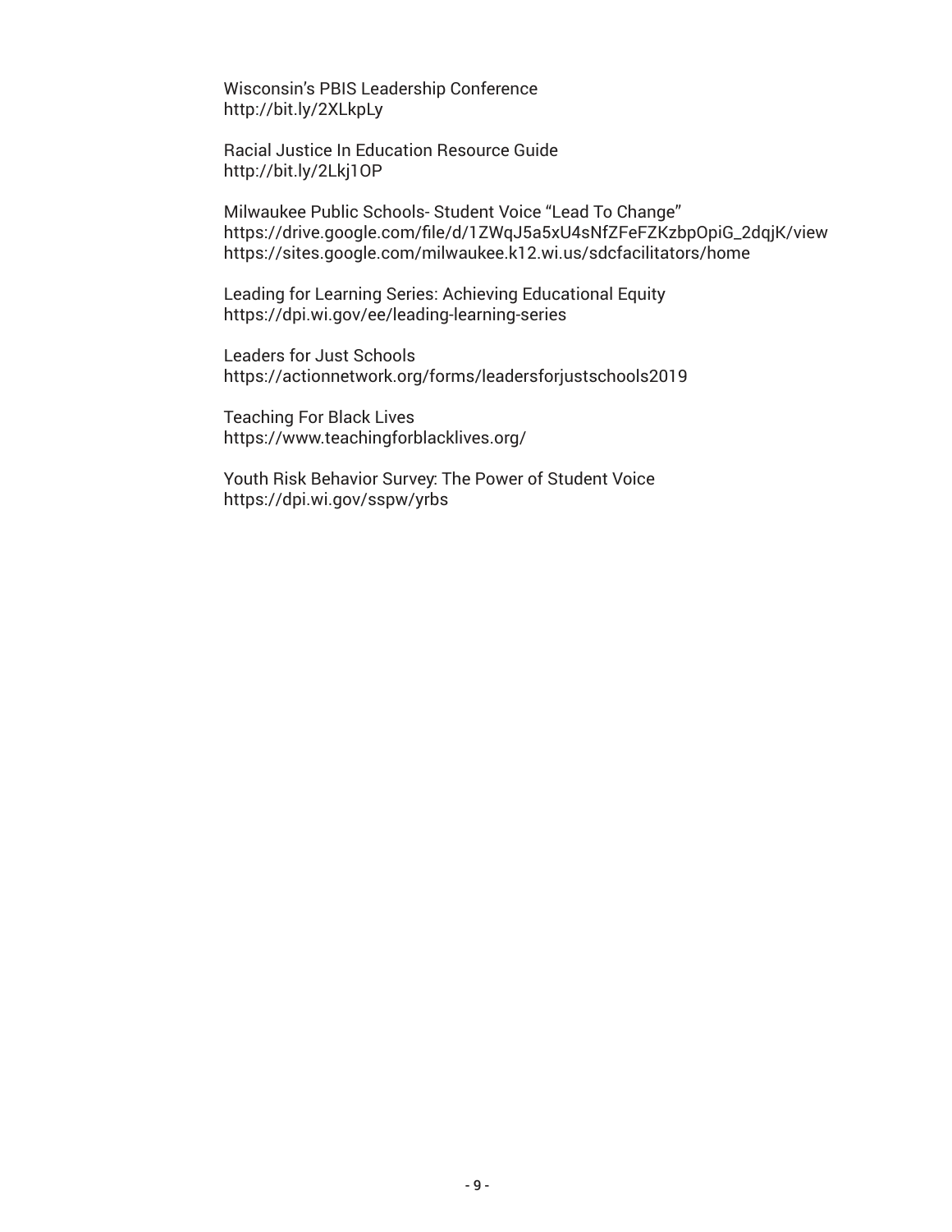Wisconsin's PBIS Leadership Conference
http://bit.ly/2XLkpLy

Racial Justice In Education Resource Guide
http://bit.ly/2Lkj1OP

Milwaukee Public Schools- Student Voice "Lead To Change"
https://drive.google.com/file/d/1ZWqJ5a5xU4sNfZFeFZKzbpOpiG_2dqjK/view
https://sites.google.com/milwaukee.k12.wi.us/sdcfacilitators/home

Leading for Learning Series: Achieving Educational Equity
https://dpi.wi.gov/ee/leading-learning-series

Leaders for Just Schools
https://actionnetwork.org/forms/leadersforjustschools2019

Teaching For Black Lives
https://www.teachingforblacklives.org/

Youth Risk Behavior Survey: The Power of Student Voice
https://dpi.wi.gov/sspw/yrbs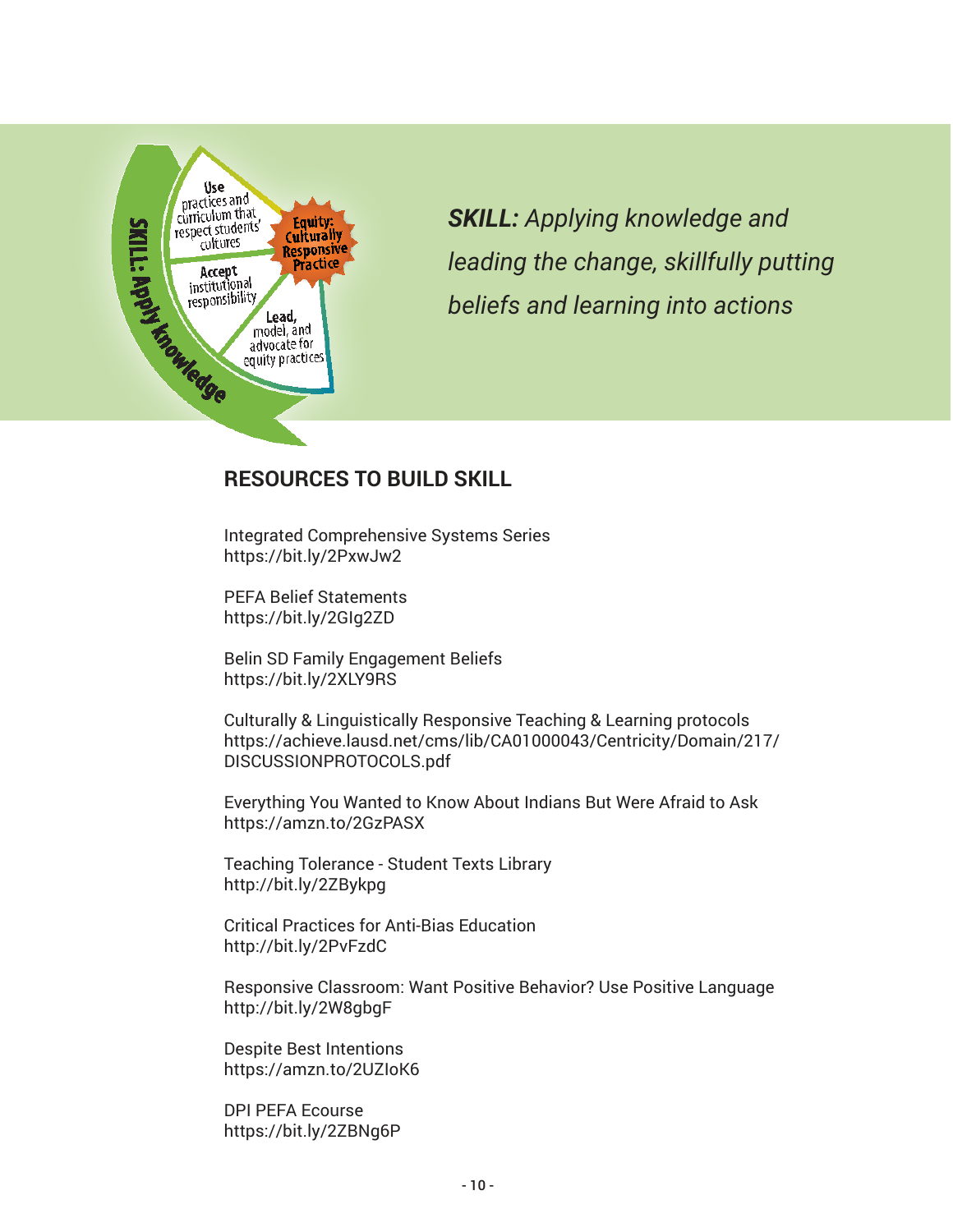***SKILL:*** *Applying knowledge and leading the change, skillfully putting beliefs and learning into actions*

## RESOURCES TO BUILD SKILL

Integrated Comprehensive Systems Series
https://bit.ly/2PxwJw2

PEFA Belief Statements
https://bit.ly/2GIg2ZD

Belin SD Family Engagement Beliefs
https://bit.ly/2XLY9RS

Culturally & Linguistically Responsive Teaching & Learning protocols
https://achieve.lausd.net/cms/lib/CA01000043/Centricity/Domain/217/DISCUSSIONPROTOCOLS.pdf

Everything You Wanted to Know About Indians But Were Afraid to Ask
https://amzn.to/2GzPASX

Teaching Tolerance - Student Texts Library
http://bit.ly/2ZBykpg

Critical Practices for Anti-Bias Education
http://bit.ly/2PvFzdC

Responsive Classroom: Want Positive Behavior? Use Positive Language
http://bit.ly/2W8gbgF

Despite Best Intentions
https://amzn.to/2UZIoK6

DPI PEFA Ecourse
https://bit.ly/2ZBNg6P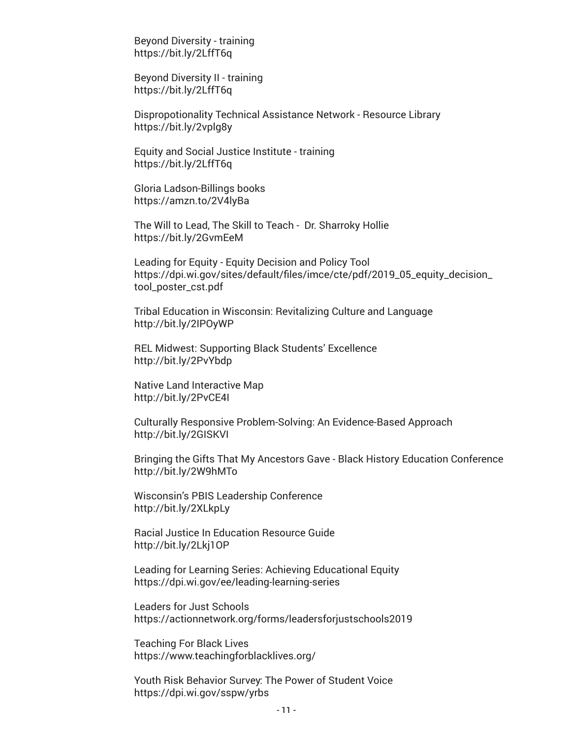Beyond Diversity - training
https://bit.ly/2LffT6q

Beyond Diversity II - training
https://bit.ly/2LffT6q

Dispropotionality Technical Assistance Network - Resource Library
https://bit.ly/2vplg8y

Equity and Social Justice Institute - training
https://bit.ly/2LffT6q

Gloria Ladson-Billings books
https://amzn.to/2V4lyBa

The Will to Lead, The Skill to Teach - Dr. Sharroky Hollie
https://bit.ly/2GvmEeM

Leading for Equity - Equity Decision and Policy Tool
https://dpi.wi.gov/sites/default/files/imce/cte/pdf/2019_05_equity_decision_tool_poster_cst.pdf

Tribal Education in Wisconsin: Revitalizing Culture and Language
http://bit.ly/2IPOyWP

REL Midwest: Supporting Black Students' Excellence
http://bit.ly/2PvYbdp

Native Land Interactive Map
http://bit.ly/2PvCE4I

Culturally Responsive Problem-Solving: An Evidence-Based Approach
http://bit.ly/2GISKVI

Bringing the Gifts That My Ancestors Gave - Black History Education Conference
http://bit.ly/2W9hMTo

Wisconsin's PBIS Leadership Conference
http://bit.ly/2XLkpLy

Racial Justice In Education Resource Guide
http://bit.ly/2Lkj1OP

Leading for Learning Series: Achieving Educational Equity
https://dpi.wi.gov/ee/leading-learning-series

Leaders for Just Schools
https://actionnetwork.org/forms/leadersforjustschools2019

Teaching For Black Lives
https://www.teachingforblacklives.org/

Youth Risk Behavior Survey: The Power of Student Voice
https://dpi.wi.gov/sspw/yrbs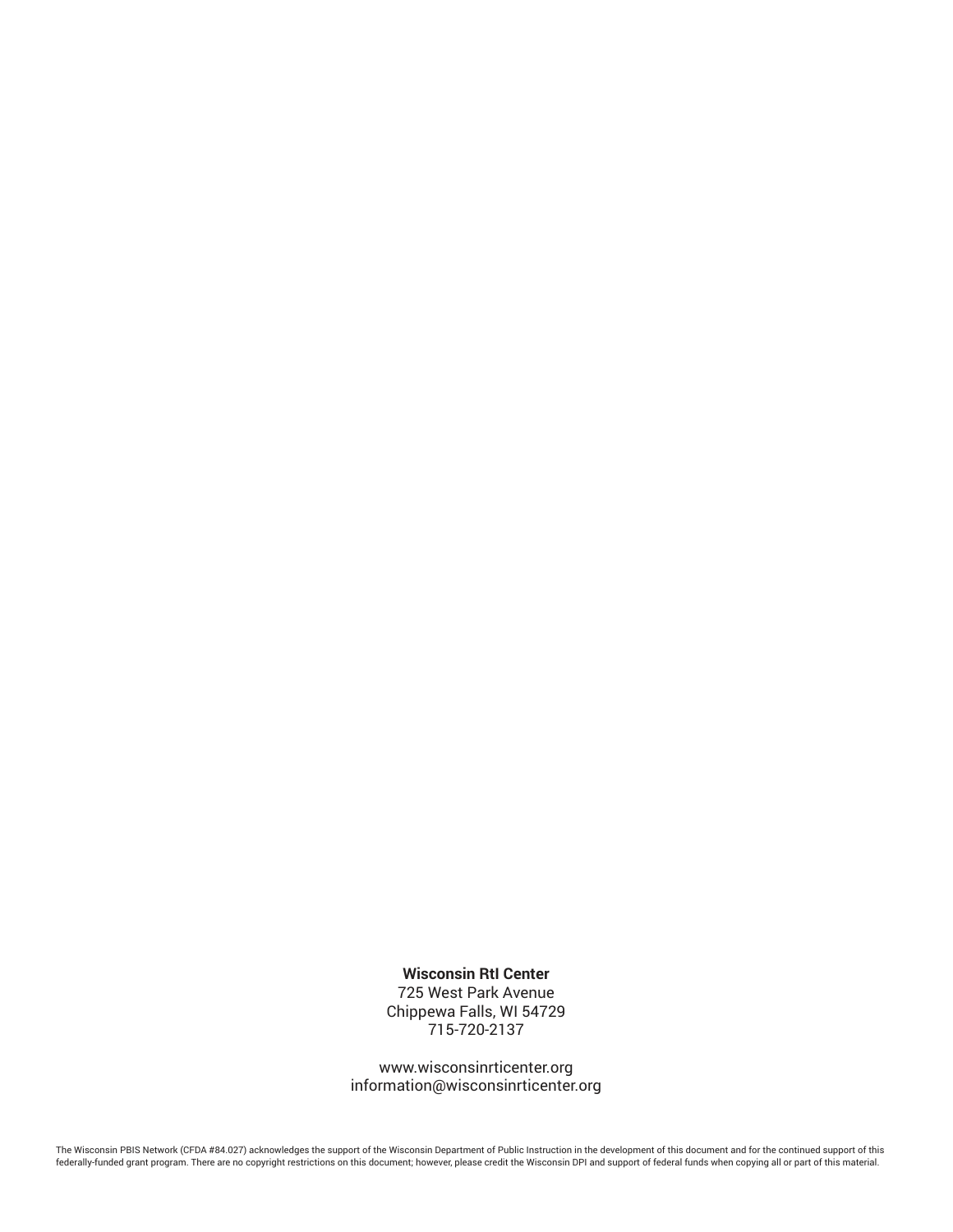**Wisconsin RtI Center**
725 West Park Avenue
Chippewa Falls, WI 54729
715-720-2137

www.wisconsinrticenter.org
information@wisconsinrticenter.org

The Wisconsin PBIS Network (CFDA #84.027) acknowledges the support of the Wisconsin Department of Public Instruction in the development of this document and for the continued support of this federally-funded grant program. There are no copyright restrictions on this document; however, please credit the Wisconsin DPI and support of federal funds when copying all or part of this material.